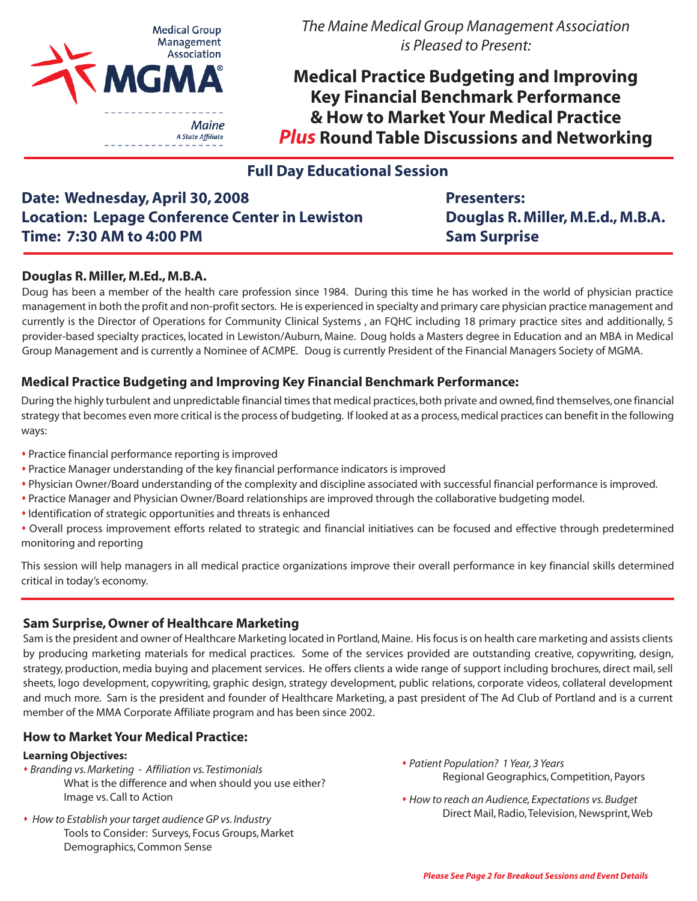Medical Group Management Association

MGMA®

Maine
*A State Affiliate*

*The Maine Medical Group Management Association is Pleased to Present:*

# Medical Practice Budgeting and Improving Key Financial Benchmark Performance & How to Market Your Medical Practice *Plus* Round Table Discussions and Networking

## Full Day Educational Session

**Date: Wednesday, April 30, 2008**
**Location: Lepage Conference Center in Lewiston**
**Time: 7:30 AM to 4:00 PM**

**Presenters:**
**Douglas R. Miller, M.E.d., M.B.A.**
**Sam Surprise**

### Douglas R. Miller, M.Ed., M.B.A.

Doug has been a member of the health care profession since 1984. During this time he has worked in the world of physician practice management in both the profit and non-profit sectors. He is experienced in specialty and primary care physician practice management and currently is the Director of Operations for Community Clinical Systems , an FQHC including 18 primary practice sites and additionally, 5 provider-based specialty practices, located in Lewiston/Auburn, Maine. Doug holds a Masters degree in Education and an MBA in Medical Group Management and is currently a Nominee of ACMPE. Doug is currently President of the Financial Managers Society of MGMA.

### Medical Practice Budgeting and Improving Key Financial Benchmark Performance:

During the highly turbulent and unpredictable financial times that medical practices, both private and owned, find themselves, one financial strategy that becomes even more critical is the process of budgeting. If looked at as a process, medical practices can benefit in the following ways:

- Practice financial performance reporting is improved
- Practice Manager understanding of the key financial performance indicators is improved
- Physician Owner/Board understanding of the complexity and discipline associated with successful financial performance is improved.
- Practice Manager and Physician Owner/Board relationships are improved through the collaborative budgeting model.
- Identification of strategic opportunities and threats is enhanced
- Overall process improvement efforts related to strategic and financial initiatives can be focused and effective through predetermined monitoring and reporting

This session will help managers in all medical practice organizations improve their overall performance in key financial skills determined critical in today's economy.

### Sam Surprise, Owner of Healthcare Marketing

Sam is the president and owner of Healthcare Marketing located in Portland, Maine. His focus is on health care marketing and assists clients by producing marketing materials for medical practices. Some of the services provided are outstanding creative, copywriting, design, strategy, production, media buying and placement services. He offers clients a wide range of support including brochures, direct mail, sell sheets, logo development, copywriting, graphic design, strategy development, public relations, corporate videos, collateral development and much more. Sam is the president and founder of Healthcare Marketing, a past president of The Ad Club of Portland and is a current member of the MMA Corporate Affiliate program and has been since 2002.

### How to Market Your Medical Practice:

**Learning Objectives:**

- *Branding vs. Marketing - Affiliation vs. Testimonials*
  What is the difference and when should you use either?
  Image vs. Call to Action
- *How to Establish your target audience GP vs. Industry*
  Tools to Consider: Surveys, Focus Groups, Market Demographics, Common Sense
- *Patient Population? 1 Year, 3 Years*
  Regional Geographics, Competition, Payors
- *How to reach an Audience, Expectations vs. Budget*
  Direct Mail, Radio, Television, Newsprint, Web

***Please See Page 2 for Breakout Sessions and Event Details***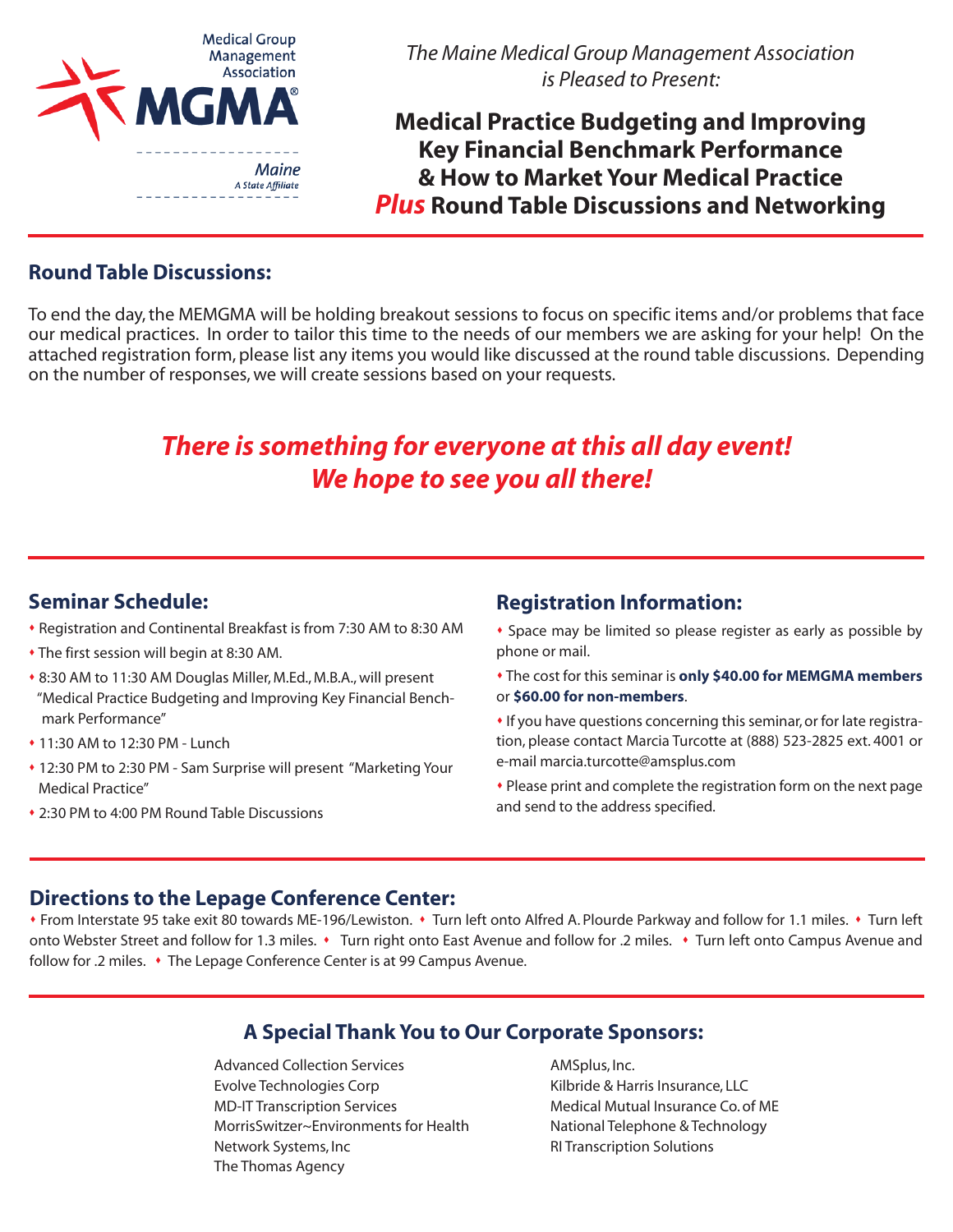Medical Group Management Association

**MGMA®**

Maine
*A State Affiliate*

*The Maine Medical Group Management Association is Pleased to Present:*

# Medical Practice Budgeting and Improving Key Financial Benchmark Performance & How to Market Your Medical Practice *Plus* Round Table Discussions and Networking

## Round Table Discussions:

To end the day, the MEMGMA will be holding breakout sessions to focus on specific items and/or problems that face our medical practices. In order to tailor this time to the needs of our members we are asking for your help! On the attached registration form, please list any items you would like discussed at the round table discussions. Depending on the number of responses, we will create sessions based on your requests.

***There is something for everyone at this all day event! We hope to see you all there!***

## Seminar Schedule:

- Registration and Continental Breakfast is from 7:30 AM to 8:30 AM
- The first session will begin at 8:30 AM.
- 8:30 AM to 11:30 AM Douglas Miller, M.Ed., M.B.A., will present "Medical Practice Budgeting and Improving Key Financial Benchmark Performance"
- 11:30 AM to 12:30 PM - Lunch
- 12:30 PM to 2:30 PM - Sam Surprise will present "Marketing Your Medical Practice"
- 2:30 PM to 4:00 PM Round Table Discussions

## Registration Information:

- Space may be limited so please register as early as possible by phone or mail.
- The cost for this seminar is **only $40.00 for MEMGMA members** or **$60.00 for non-members**.
- If you have questions concerning this seminar, or for late registration, please contact Marcia Turcotte at (888) 523-2825 ext. 4001 or e-mail marcia.turcotte@amsplus.com
- Please print and complete the registration form on the next page and send to the address specified.

## Directions to the Lepage Conference Center:

- From Interstate 95 take exit 80 towards ME-196/Lewiston.
- Turn left onto Alfred A. Plourde Parkway and follow for 1.1 miles.
- Turn left onto Webster Street and follow for 1.3 miles.
- Turn right onto East Avenue and follow for .2 miles.
- Turn left onto Campus Avenue and follow for .2 miles.
- The Lepage Conference Center is at 99 Campus Avenue.

## A Special Thank You to Our Corporate Sponsors:

Advanced Collection Services
Evolve Technologies Corp
MD-IT Transcription Services
MorrisSwitzer~Environments for Health
Network Systems, Inc
The Thomas Agency
AMSplus, Inc.
Kilbride & Harris Insurance, LLC
Medical Mutual Insurance Co. of ME
National Telephone & Technology
RI Transcription Solutions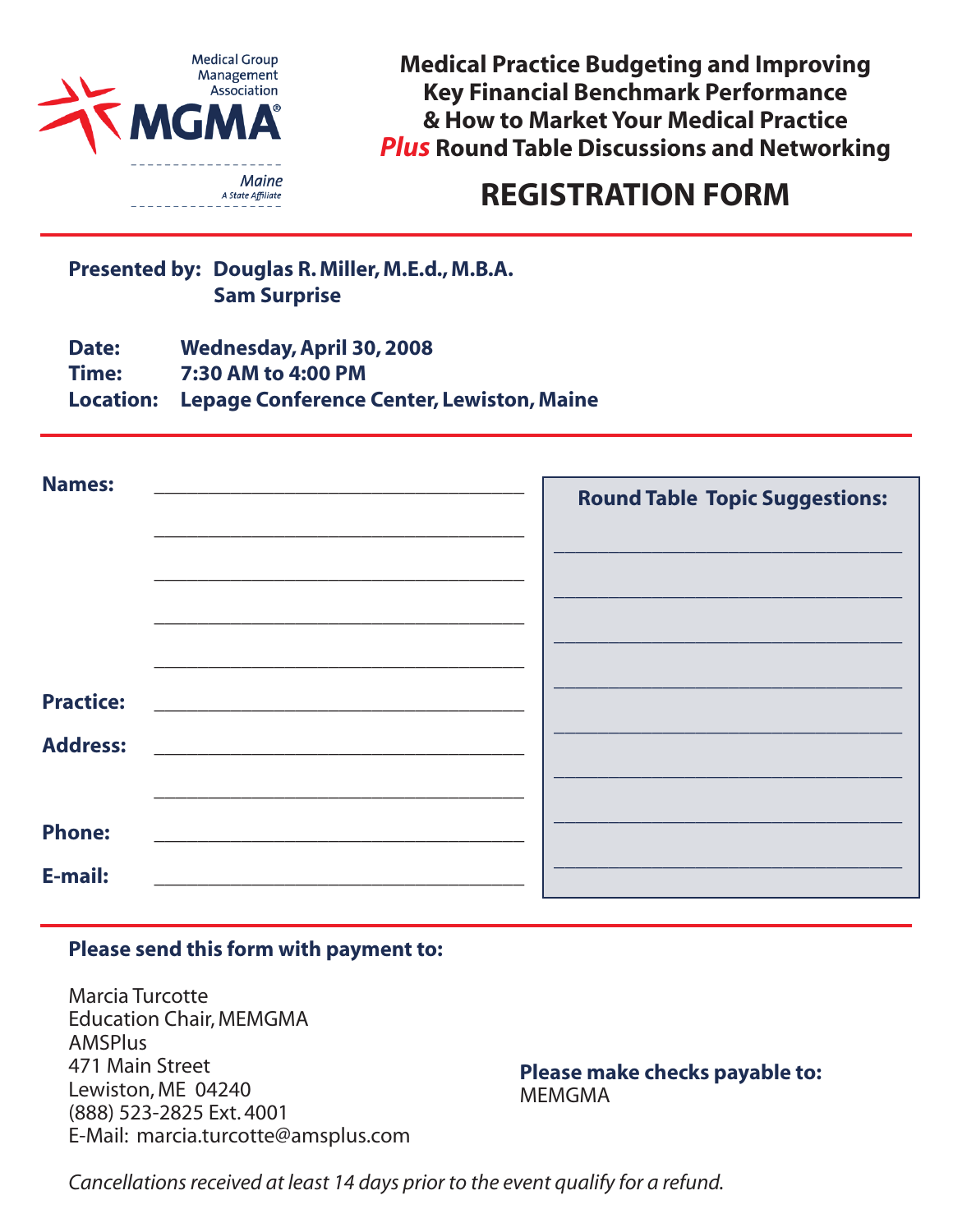Medical Group Management Association
MGMA®
Maine
A State Affiliate

# Medical Practice Budgeting and Improving Key Financial Benchmark Performance & How to Market Your Medical Practice *Plus* Round Table Discussions and Networking

## REGISTRATION FORM

**Presented by:** **Douglas R. Miller, M.E.d., M.B.A.**
**Sam Surprise**

**Date:** **Wednesday, April 30, 2008**
**Time:** **7:30 AM to 4:00 PM**
**Location:** **Lepage Conference Center, Lewiston, Maine**

**Names:** ____________________________________

____________________________________

____________________________________

____________________________________

____________________________________

**Practice:** ____________________________________

**Address:** ____________________________________

____________________________________

**Phone:** ____________________________________

**E-mail:** ____________________________________

**Round Table Topic Suggestions:**

____________________________________

____________________________________

____________________________________

____________________________________

____________________________________

____________________________________

____________________________________

____________________________________

**Please send this form with payment to:**

Marcia Turcotte
Education Chair, MEMGMA
AMSPlus
471 Main Street
Lewiston, ME 04240
(888) 523-2825 Ext. 4001
E-Mail: marcia.turcotte@amsplus.com

**Please make checks payable to:**
MEMGMA

*Cancellations received at least 14 days prior to the event qualify for a refund.*